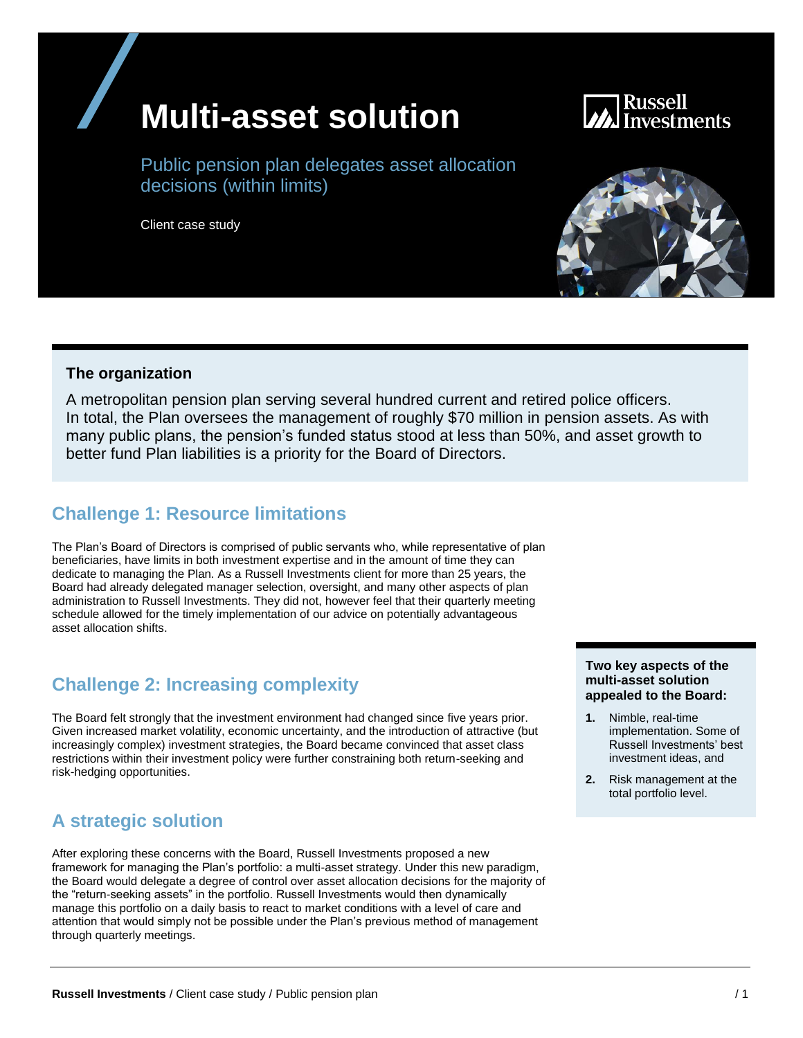# Multi-asset solution

Public pension plan delegates asset allocation decisions (within limits)

Client case study

Russell Investments

### The organization

A metropolitan pension plan serving several hundred current and retired police officers. In total, the Plan oversees the management of roughly $70 million in pension assets. As with many public plans, the pension's funded status stood at less than 50%, and asset growth to better fund Plan liabilities is a priority for the Board of Directors.

## Challenge 1: Resource limitations

The Plan's Board of Directors is comprised of public servants who, while representative of plan beneficiaries, have limits in both investment expertise and in the amount of time they can dedicate to managing the Plan. As a Russell Investments client for more than 25 years, the Board had already delegated manager selection, oversight, and many other aspects of plan administration to Russell Investments. They did not, however feel that their quarterly meeting schedule allowed for the timely implementation of our advice on potentially advantageous asset allocation shifts.

## Challenge 2: Increasing complexity

The Board felt strongly that the investment environment had changed since five years prior. Given increased market volatility, economic uncertainty, and the introduction of attractive (but increasingly complex) investment strategies, the Board became convinced that asset class restrictions within their investment policy were further constraining both return-seeking and risk-hedging opportunities.

## A strategic solution

After exploring these concerns with the Board, Russell Investments proposed a new framework for managing the Plan's portfolio: a multi-asset strategy. Under this new paradigm, the Board would delegate a degree of control over asset allocation decisions for the majority of the "return-seeking assets" in the portfolio. Russell Investments would then dynamically manage this portfolio on a daily basis to react to market conditions with a level of care and attention that would simply not be possible under the Plan's previous method of management through quarterly meetings.

**Two key aspects of the multi-asset solution appealed to the Board:**

1. Nimble, real-time implementation. Some of Russell Investments' best investment ideas, and
2. Risk management at the total portfolio level.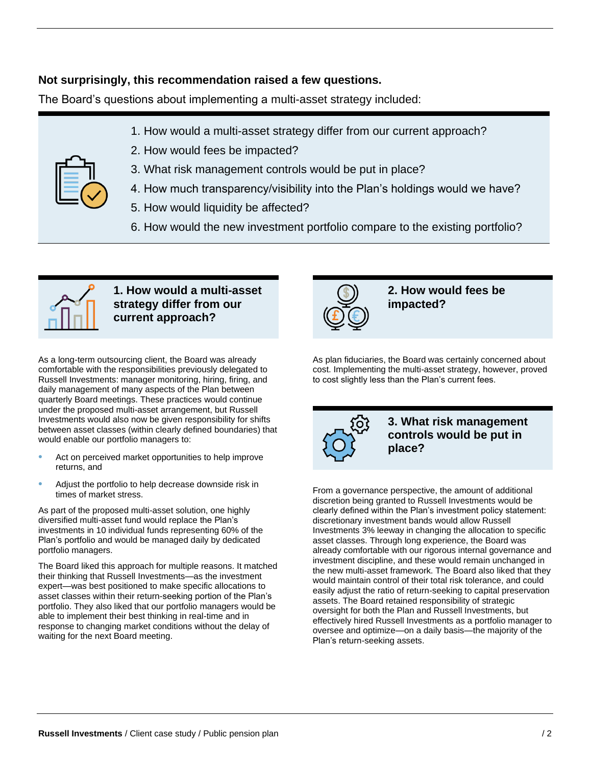**Not surprisingly, this recommendation raised a few questions.**

The Board's questions about implementing a multi-asset strategy included:

1. How would a multi-asset strategy differ from our current approach?
2. How would fees be impacted?
3. What risk management controls would be put in place?
4. How much transparency/visibility into the Plan's holdings would we have?
5. How would liquidity be affected?
6. How would the new investment portfolio compare to the existing portfolio?

### 1. How would a multi-asset strategy differ from our current approach?

As a long-term outsourcing client, the Board was already comfortable with the responsibilities previously delegated to Russell Investments: manager monitoring, hiring, firing, and daily management of many aspects of the Plan between quarterly Board meetings. These practices would continue under the proposed multi-asset arrangement, but Russell Investments would also now be given responsibility for shifts between asset classes (within clearly defined boundaries) that would enable our portfolio managers to:

- Act on perceived market opportunities to help improve returns, and
- Adjust the portfolio to help decrease downside risk in times of market stress.

As part of the proposed multi-asset solution, one highly diversified multi-asset fund would replace the Plan's investments in 10 individual funds representing 60% of the Plan's portfolio and would be managed daily by dedicated portfolio managers.

The Board liked this approach for multiple reasons. It matched their thinking that Russell Investments—as the investment expert—was best positioned to make specific allocations to asset classes within their return-seeking portion of the Plan's portfolio. They also liked that our portfolio managers would be able to implement their best thinking in real-time and in response to changing market conditions without the delay of waiting for the next Board meeting.

### 2. How would fees be impacted?

As plan fiduciaries, the Board was certainly concerned about cost. Implementing the multi-asset strategy, however, proved to cost slightly less than the Plan's current fees.

### 3. What risk management controls would be put in place?

From a governance perspective, the amount of additional discretion being granted to Russell Investments would be clearly defined within the Plan's investment policy statement: discretionary investment bands would allow Russell Investments 3% leeway in changing the allocation to specific asset classes. Through long experience, the Board was already comfortable with our rigorous internal governance and investment discipline, and these would remain unchanged in the new multi-asset framework. The Board also liked that they would maintain control of their total risk tolerance, and could easily adjust the ratio of return-seeking to capital preservation assets. The Board retained responsibility of strategic oversight for both the Plan and Russell Investments, but effectively hired Russell Investments as a portfolio manager to oversee and optimize—on a daily basis—the majority of the Plan's return-seeking assets.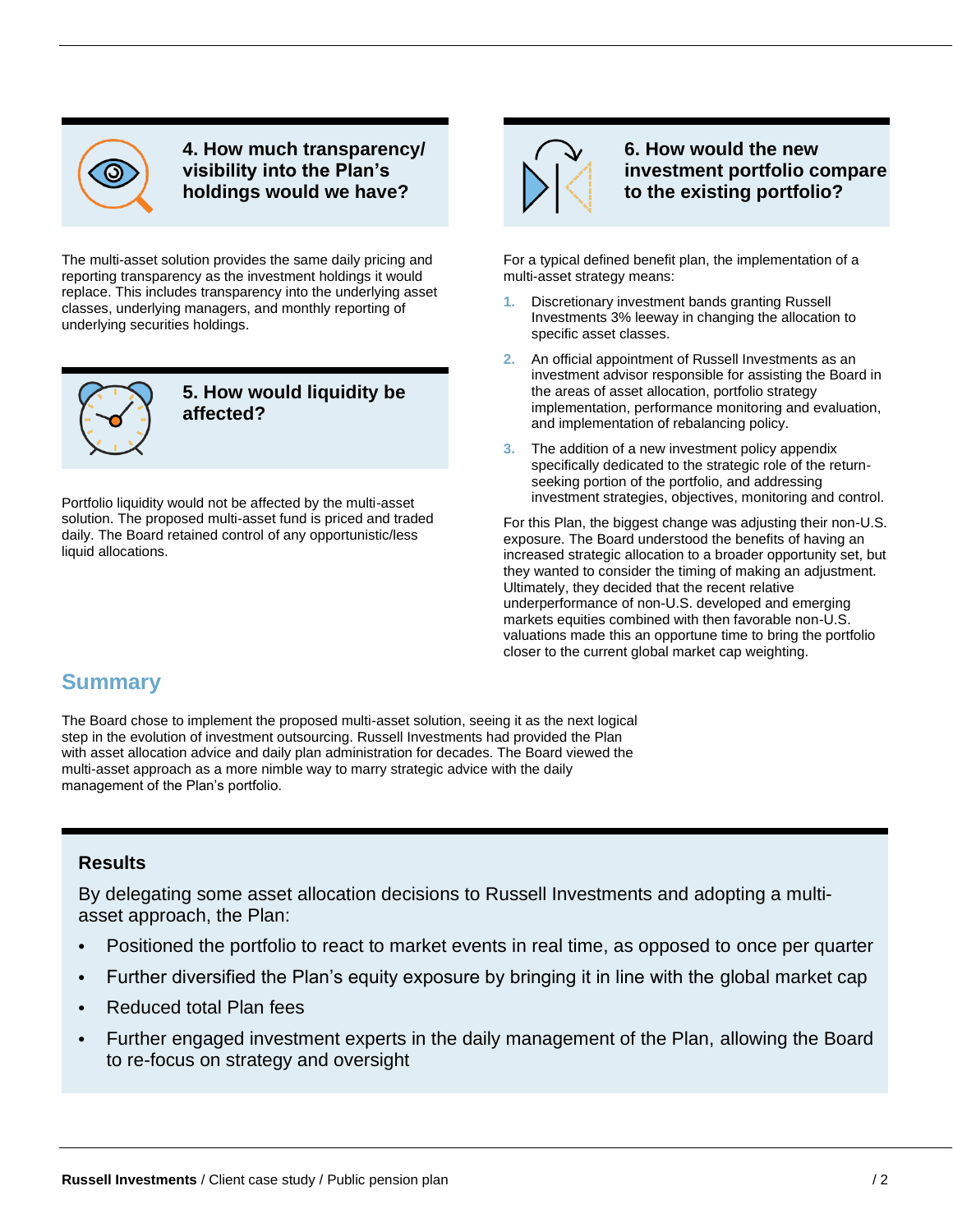### 4. How much transparency/ visibility into the Plan's holdings would we have?

The multi-asset solution provides the same daily pricing and reporting transparency as the investment holdings it would replace. This includes transparency into the underlying asset classes, underlying managers, and monthly reporting of underlying securities holdings.

### 5. How would liquidity be affected?

Portfolio liquidity would not be affected by the multi-asset solution. The proposed multi-asset fund is priced and traded daily. The Board retained control of any opportunistic/less liquid allocations.

### 6. How would the new investment portfolio compare to the existing portfolio?

For a typical defined benefit plan, the implementation of a multi-asset strategy means:

1. Discretionary investment bands granting Russell Investments 3% leeway in changing the allocation to specific asset classes.
2. An official appointment of Russell Investments as an investment advisor responsible for assisting the Board in the areas of asset allocation, portfolio strategy implementation, performance monitoring and evaluation, and implementation of rebalancing policy.
3. The addition of a new investment policy appendix specifically dedicated to the strategic role of the return-seeking portion of the portfolio, and addressing investment strategies, objectives, monitoring and control.

For this Plan, the biggest change was adjusting their non-U.S. exposure. The Board understood the benefits of having an increased strategic allocation to a broader opportunity set, but they wanted to consider the timing of making an adjustment. Ultimately, they decided that the recent relative underperformance of non-U.S. developed and emerging markets equities combined with then favorable non-U.S. valuations made this an opportune time to bring the portfolio closer to the current global market cap weighting.

## Summary

The Board chose to implement the proposed multi-asset solution, seeing it as the next logical step in the evolution of investment outsourcing. Russell Investments had provided the Plan with asset allocation advice and daily plan administration for decades. The Board viewed the multi-asset approach as a more nimble way to marry strategic advice with the daily management of the Plan's portfolio.

### Results

By delegating some asset allocation decisions to Russell Investments and adopting a multi-asset approach, the Plan:

- Positioned the portfolio to react to market events in real time, as opposed to once per quarter
- Further diversified the Plan's equity exposure by bringing it in line with the global market cap
- Reduced total Plan fees
- Further engaged investment experts in the daily management of the Plan, allowing the Board to re-focus on strategy and oversight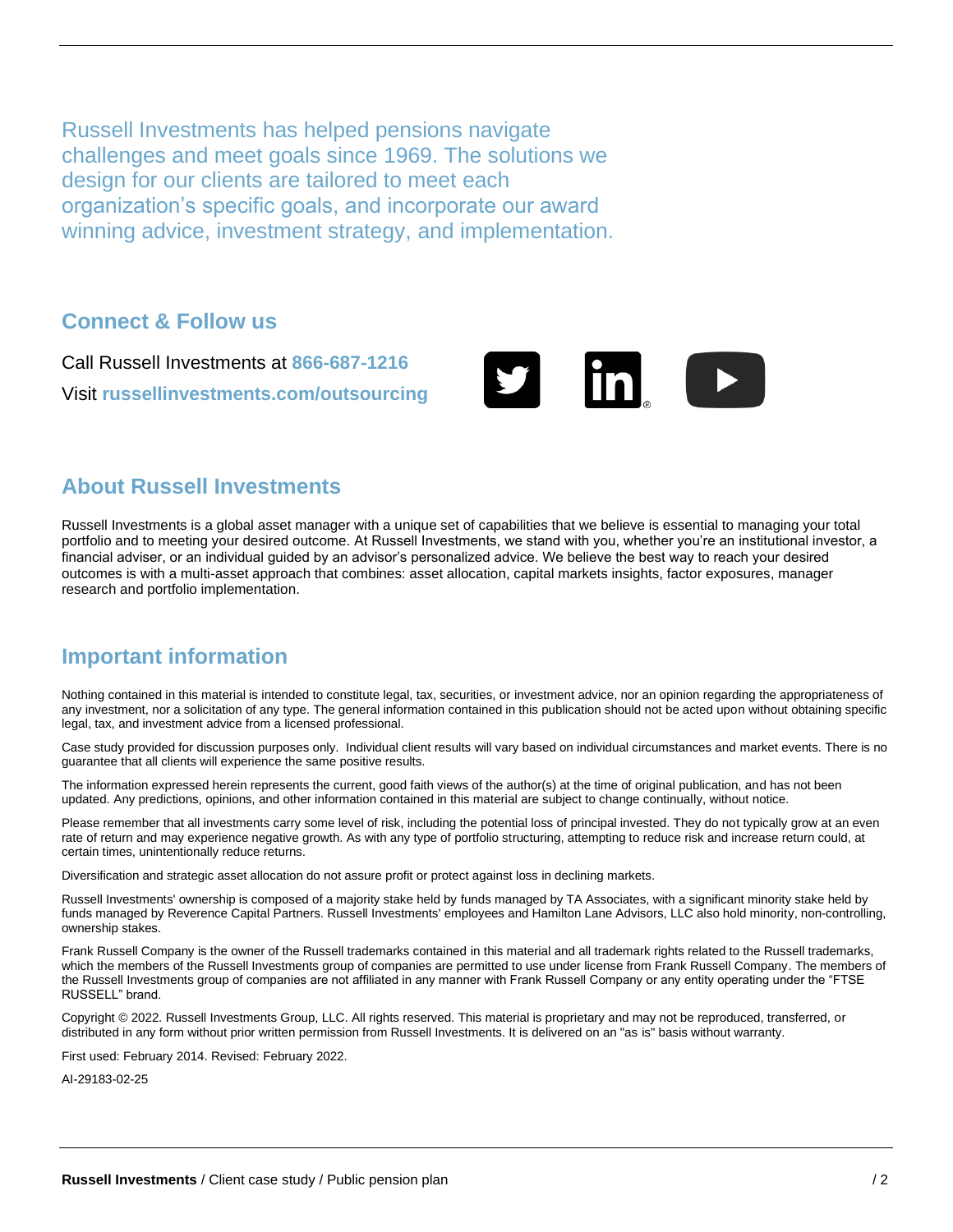Russell Investments has helped pensions navigate challenges and meet goals since 1969. The solutions we design for our clients are tailored to meet each organization's specific goals, and incorporate our award winning advice, investment strategy, and implementation.

## Connect & Follow us

Call Russell Investments at **866-687-1216**

Visit **russellinvestments.com/outsourcing**

## About Russell Investments

Russell Investments is a global asset manager with a unique set of capabilities that we believe is essential to managing your total portfolio and to meeting your desired outcome. At Russell Investments, we stand with you, whether you're an institutional investor, a financial adviser, or an individual guided by an advisor's personalized advice. We believe the best way to reach your desired outcomes is with a multi-asset approach that combines: asset allocation, capital markets insights, factor exposures, manager research and portfolio implementation.

## Important information

Nothing contained in this material is intended to constitute legal, tax, securities, or investment advice, nor an opinion regarding the appropriateness of any investment, nor a solicitation of any type. The general information contained in this publication should not be acted upon without obtaining specific legal, tax, and investment advice from a licensed professional.

Case study provided for discussion purposes only. Individual client results will vary based on individual circumstances and market events. There is no guarantee that all clients will experience the same positive results.

The information expressed herein represents the current, good faith views of the author(s) at the time of original publication, and has not been updated. Any predictions, opinions, and other information contained in this material are subject to change continually, without notice.

Please remember that all investments carry some level of risk, including the potential loss of principal invested. They do not typically grow at an even rate of return and may experience negative growth. As with any type of portfolio structuring, attempting to reduce risk and increase return could, at certain times, unintentionally reduce returns.

Diversification and strategic asset allocation do not assure profit or protect against loss in declining markets.

Russell Investments' ownership is composed of a majority stake held by funds managed by TA Associates, with a significant minority stake held by funds managed by Reverence Capital Partners. Russell Investments' employees and Hamilton Lane Advisors, LLC also hold minority, non-controlling, ownership stakes.

Frank Russell Company is the owner of the Russell trademarks contained in this material and all trademark rights related to the Russell trademarks, which the members of the Russell Investments group of companies are permitted to use under license from Frank Russell Company. The members of the Russell Investments group of companies are not affiliated in any manner with Frank Russell Company or any entity operating under the "FTSE RUSSELL" brand.

Copyright © 2022. Russell Investments Group, LLC. All rights reserved. This material is proprietary and may not be reproduced, transferred, or distributed in any form without prior written permission from Russell Investments. It is delivered on an "as is" basis without warranty.

First used: February 2014. Revised: February 2022.

AI-29183-02-25